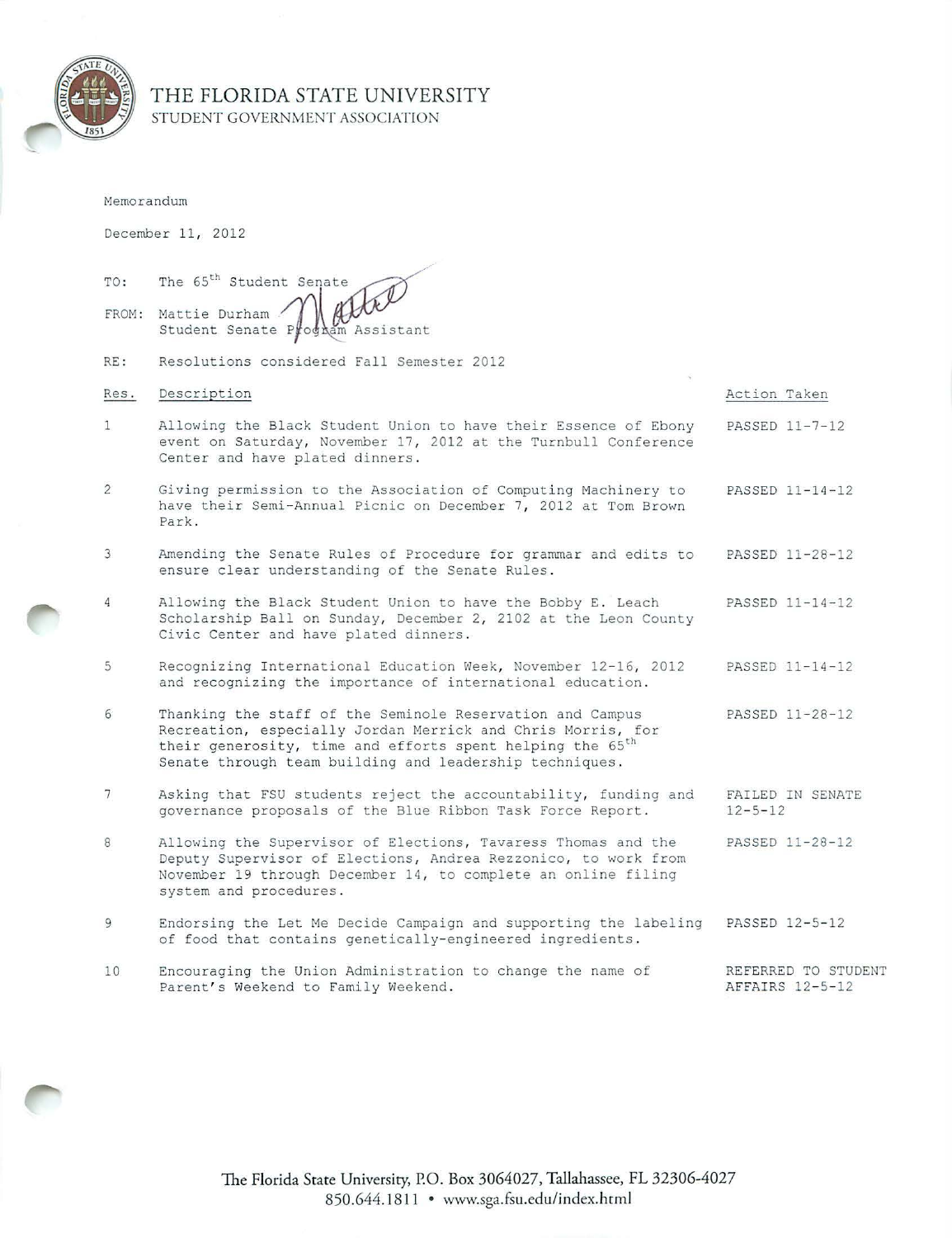# THE FLORIDA STATE UNIVERSITY
STUDENT GOVERNMENT ASSOCIATION

Memorandum

December 11, 2012

TO: The 65th Student Senate

FROM: Mattie Durham
Student Senate Program Assistant

RE: Resolutions considered Fall Semester 2012

| Res. | Description | Action Taken |
|---|---|---|
| 1 | Allowing the Black Student Union to have their Essence of Ebony event on Saturday, November 17, 2012 at the Turnbull Conference Center and have plated dinners. | PASSED 11-7-12 |
| 2 | Giving permission to the Association of Computing Machinery to have their Semi-Annual Picnic on December 7, 2012 at Tom Brown Park. | PASSED 11-14-12 |
| 3 | Amending the Senate Rules of Procedure for grammar and edits to ensure clear understanding of the Senate Rules. | PASSED 11-28-12 |
| 4 | Allowing the Black Student Union to have the Bobby E. Leach Scholarship Ball on Sunday, December 2, 2102 at the Leon County Civic Center and have plated dinners. | PASSED 11-14-12 |
| 5 | Recognizing International Education Week, November 12-16, 2012 and recognizing the importance of international education. | PASSED 11-14-12 |
| 6 | Thanking the staff of the Seminole Reservation and Campus Recreation, especially Jordan Merrick and Chris Morris, for their generosity, time and efforts spent helping the 65th Senate through team building and leadership techniques. | PASSED 11-28-12 |
| 7 | Asking that FSU students reject the accountability, funding and governance proposals of the Blue Ribbon Task Force Report. | FAILED IN SENATE 12-5-12 |
| 8 | Allowing the Supervisor of Elections, Tavaress Thomas and the Deputy Supervisor of Elections, Andrea Rezzonico, to work from November 19 through December 14, to complete an online filing system and procedures. | PASSED 11-28-12 |
| 9 | Endorsing the Let Me Decide Campaign and supporting the labeling of food that contains genetically-engineered ingredients. | PASSED 12-5-12 |
| 10 | Encouraging the Union Administration to change the name of Parent's Weekend to Family Weekend. | REFERRED TO STUDENT AFFAIRS 12-5-12 |

The Florida State University, P.O. Box 3064027, Tallahassee, FL 32306-4027
850.644.1811 • www.sga.fsu.edu/index.html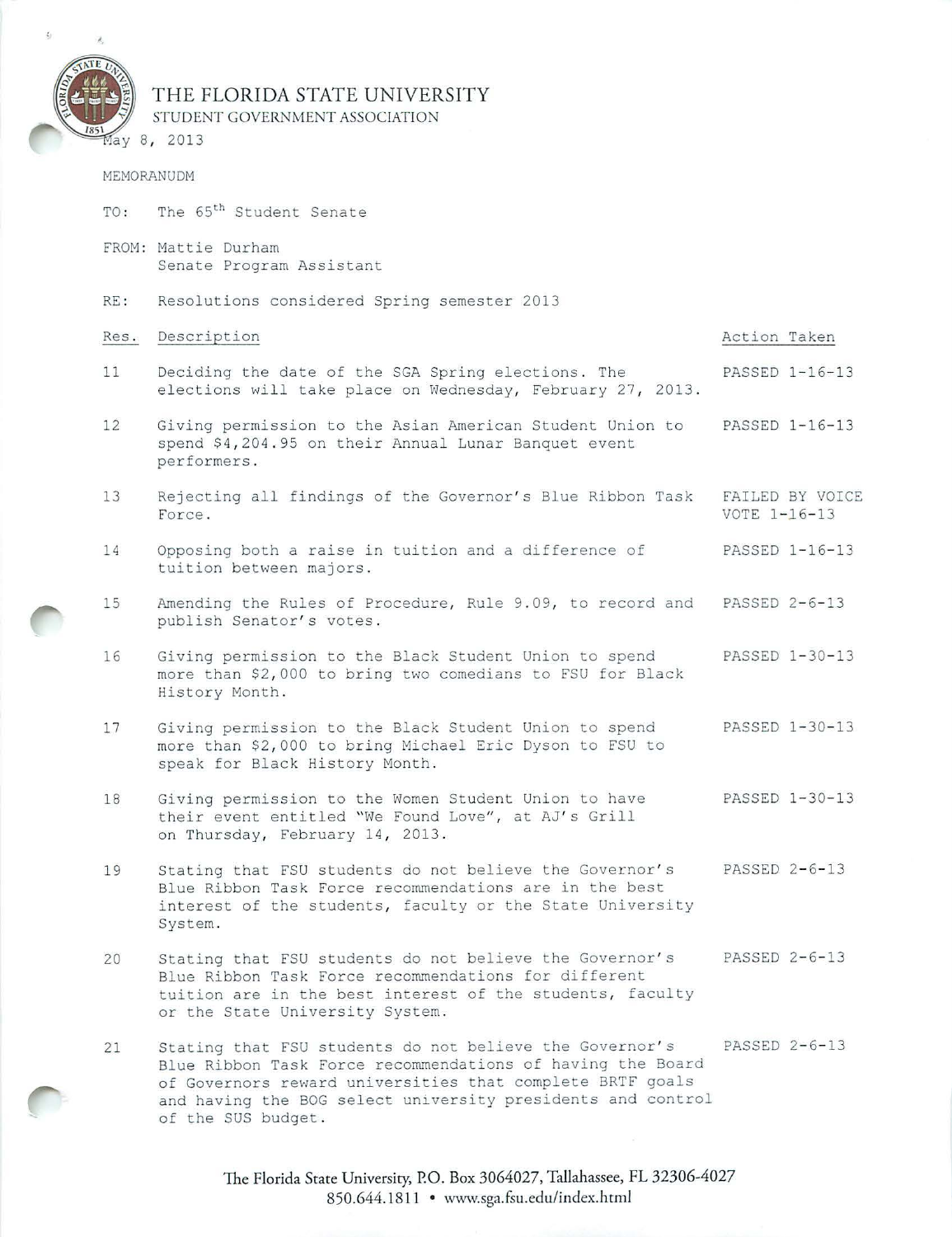# THE FLORIDA STATE UNIVERSITY

STUDENT GOVERNMENT ASSOCIATION

May 8, 2013

MEMORANUDM

TO: The 65th Student Senate

FROM: Mattie Durham
Senate Program Assistant

RE: Resolutions considered Spring semester 2013

| Res. | Description | Action Taken |
|---|---|---|
| 11 | Deciding the date of the SGA Spring elections. The elections will take place on Wednesday, February 27, 2013. | PASSED 1-16-13 |
| 12 | Giving permission to the Asian American Student Union to spend $4,204.95 on their Annual Lunar Banquet event performers. | PASSED 1-16-13 |
| 13 | Rejecting all findings of the Governor's Blue Ribbon Task Force. | FAILED BY VOICE VOTE 1-16-13 |
| 14 | Opposing both a raise in tuition and a difference of tuition between majors. | PASSED 1-16-13 |
| 15 | Amending the Rules of Procedure, Rule 9.09, to record and publish Senator's votes. | PASSED 2-6-13 |
| 16 | Giving permission to the Black Student Union to spend more than $2,000 to bring two comedians to FSU for Black History Month. | PASSED 1-30-13 |
| 17 | Giving permission to the Black Student Union to spend more than $2,000 to bring Michael Eric Dyson to FSU to speak for Black History Month. | PASSED 1-30-13 |
| 18 | Giving permission to the Women Student Union to have their event entitled "We Found Love", at AJ's Grill on Thursday, February 14, 2013. | PASSED 1-30-13 |
| 19 | Stating that FSU students do not believe the Governor's Blue Ribbon Task Force recommendations are in the best interest of the students, faculty or the State University System. | PASSED 2-6-13 |
| 20 | Stating that FSU students do not believe the Governor's Blue Ribbon Task Force recommendations for different tuition are in the best interest of the students, faculty or the State University System. | PASSED 2-6-13 |
| 21 | Stating that FSU students do not believe the Governor's Blue Ribbon Task Force recommendations of having the Board of Governors reward universities that complete BRTF goals and having the BOG select university presidents and control of the SUS budget. | PASSED 2-6-13 |

The Florida State University, P.O. Box 3064027, Tallahassee, FL 32306-4027
850.644.1811 • www.sga.fsu.edu/index.html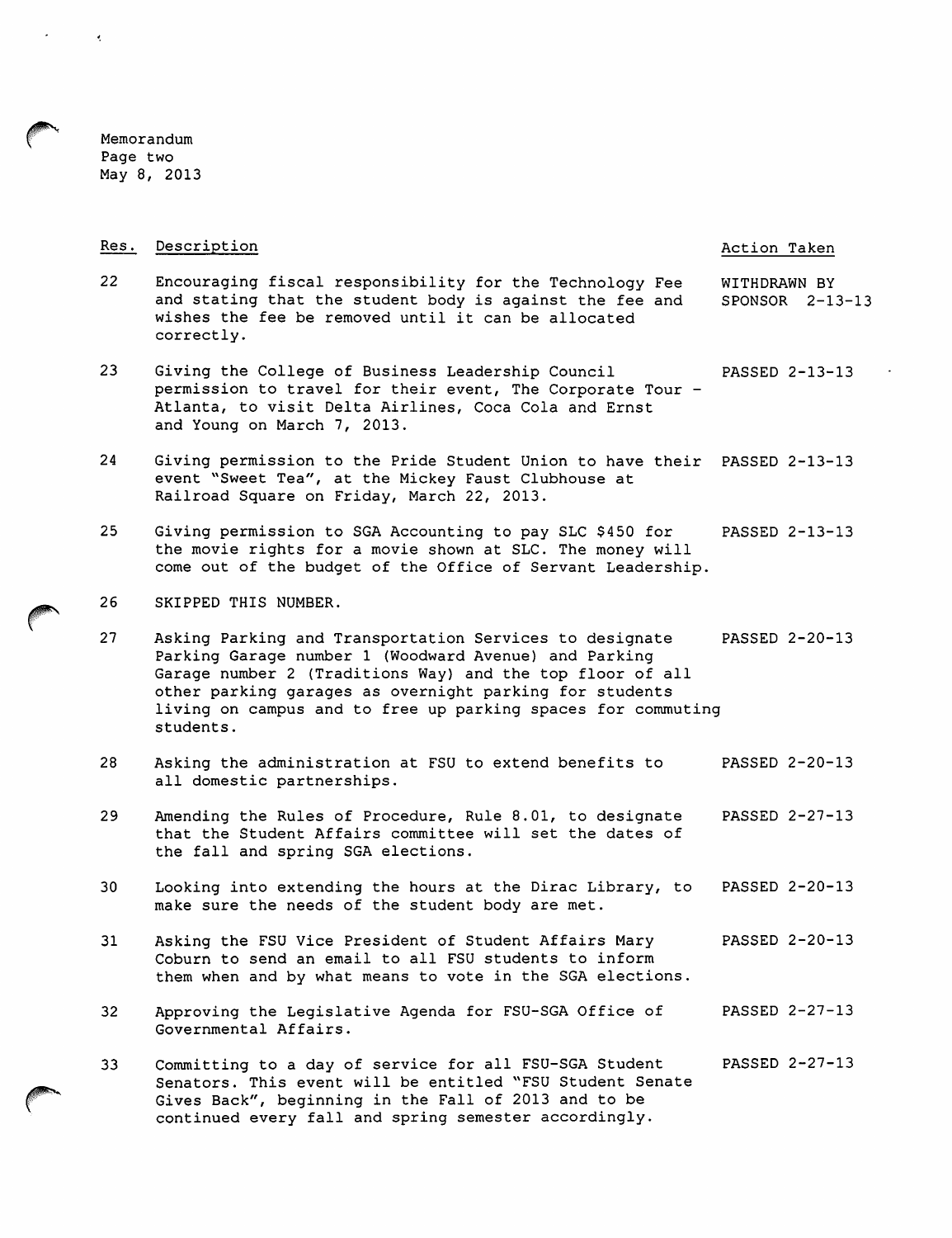Memorandum
Page two
May 8, 2013

| Res. | Description | Action Taken |
|---|---|---|
| 22 | Encouraging fiscal responsibility for the Technology Fee and stating that the student body is against the fee and wishes the fee be removed until it can be allocated correctly. | WITHDRAWN BY SPONSOR 2-13-13 |
| 23 | Giving the College of Business Leadership Council permission to travel for their event, The Corporate Tour - Atlanta, to visit Delta Airlines, Coca Cola and Ernst and Young on March 7, 2013. | PASSED 2-13-13 |
| 24 | Giving permission to the Pride Student Union to have their event "Sweet Tea", at the Mickey Faust Clubhouse at Railroad Square on Friday, March 22, 2013. | PASSED 2-13-13 |
| 25 | Giving permission to SGA Accounting to pay SLC $450 for the movie rights for a movie shown at SLC. The money will come out of the budget of the Office of Servant Leadership. | PASSED 2-13-13 |
| 26 | SKIPPED THIS NUMBER. | |
| 27 | Asking Parking and Transportation Services to designate Parking Garage number 1 (Woodward Avenue) and Parking Garage number 2 (Traditions Way) and the top floor of all other parking garages as overnight parking for students living on campus and to free up parking spaces for commuting students. | PASSED 2-20-13 |
| 28 | Asking the administration at FSU to extend benefits to all domestic partnerships. | PASSED 2-20-13 |
| 29 | Amending the Rules of Procedure, Rule 8.01, to designate that the Student Affairs committee will set the dates of the fall and spring SGA elections. | PASSED 2-27-13 |
| 30 | Looking into extending the hours at the Dirac Library, to make sure the needs of the student body are met. | PASSED 2-20-13 |
| 31 | Asking the FSU Vice President of Student Affairs Mary Coburn to send an email to all FSU students to inform them when and by what means to vote in the SGA elections. | PASSED 2-20-13 |
| 32 | Approving the Legislative Agenda for FSU-SGA Office of Governmental Affairs. | PASSED 2-27-13 |
| 33 | Committing to a day of service for all FSU-SGA Student Senators. This event will be entitled "FSU Student Senate Gives Back", beginning in the Fall of 2013 and to be continued every fall and spring semester accordingly. | PASSED 2-27-13 |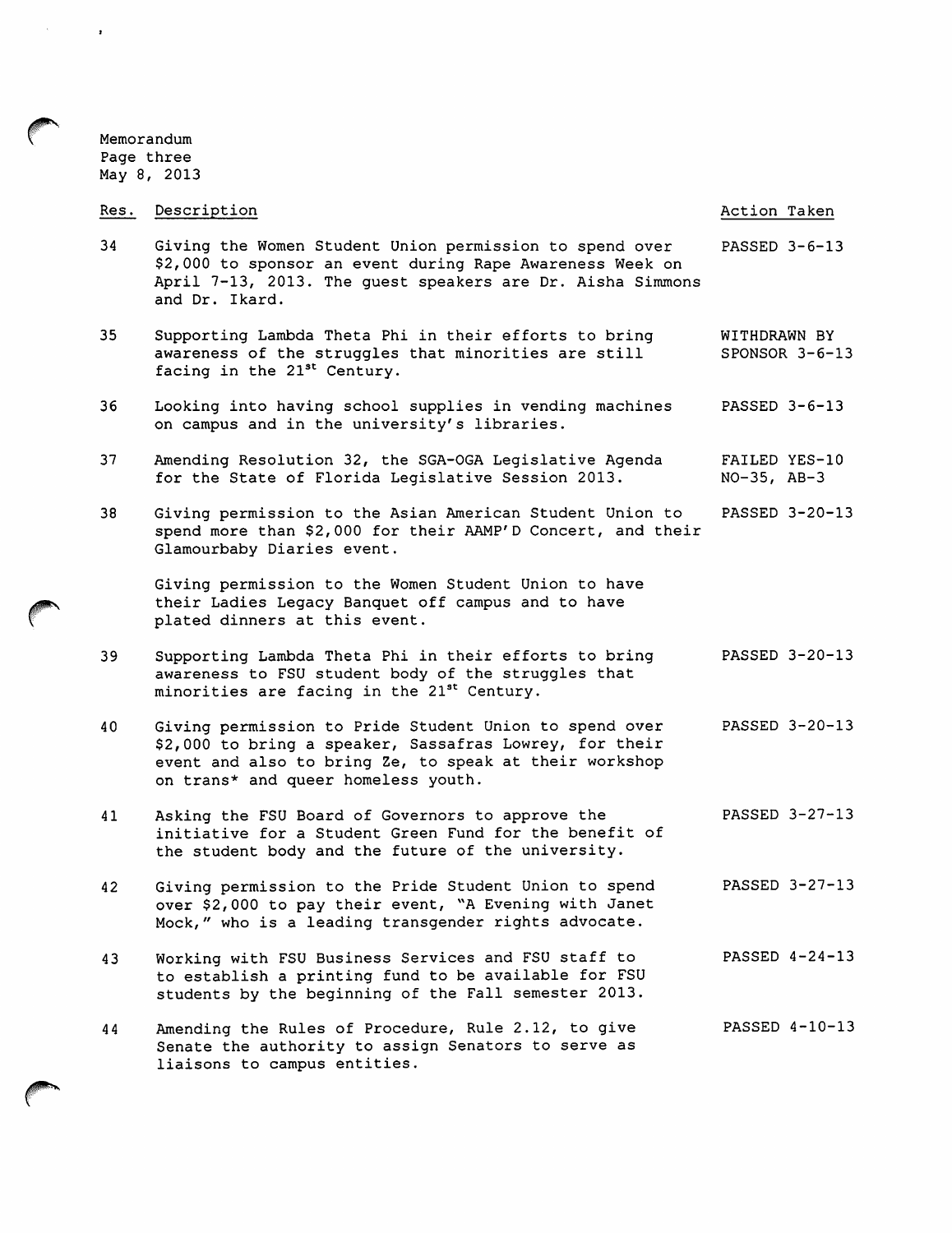Memorandum
Page three
May 8, 2013

| Res. | Description | Action Taken |
|---|---|---|
| 34 | Giving the Women Student Union permission to spend over $2,000 to sponsor an event during Rape Awareness Week on April 7-13, 2013. The guest speakers are Dr. Aisha Simmons and Dr. Ikard. | PASSED 3-6-13 |
| 35 | Supporting Lambda Theta Phi in their efforts to bring awareness of the struggles that minorities are still facing in the 21st Century. | WITHDRAWN BY SPONSOR 3-6-13 |
| 36 | Looking into having school supplies in vending machines on campus and in the university's libraries. | PASSED 3-6-13 |
| 37 | Amending Resolution 32, the SGA-OGA Legislative Agenda for the State of Florida Legislative Session 2013. | FAILED YES-10 NO-35, AB-3 |
| 38 | Giving permission to the Asian American Student Union to spend more than $2,000 for their AAMP'D Concert, and their Glamourbaby Diaries event. Giving permission to the Women Student Union to have their Ladies Legacy Banquet off campus and to have plated dinners at this event. | PASSED 3-20-13 |
| 39 | Supporting Lambda Theta Phi in their efforts to bring awareness to FSU student body of the struggles that minorities are facing in the 21st Century. | PASSED 3-20-13 |
| 40 | Giving permission to Pride Student Union to spend over $2,000 to bring a speaker, Sassafras Lowrey, for their event and also to bring Ze, to speak at their workshop on trans* and queer homeless youth. | PASSED 3-20-13 |
| 41 | Asking the FSU Board of Governors to approve the initiative for a Student Green Fund for the benefit of the student body and the future of the university. | PASSED 3-27-13 |
| 42 | Giving permission to the Pride Student Union to spend over $2,000 to pay their event, "A Evening with Janet Mock," who is a leading transgender rights advocate. | PASSED 3-27-13 |
| 43 | Working with FSU Business Services and FSU staff to to establish a printing fund to be available for FSU students by the beginning of the Fall semester 2013. | PASSED 4-24-13 |
| 44 | Amending the Rules of Procedure, Rule 2.12, to give Senate the authority to assign Senators to serve as liaisons to campus entities. | PASSED 4-10-13 |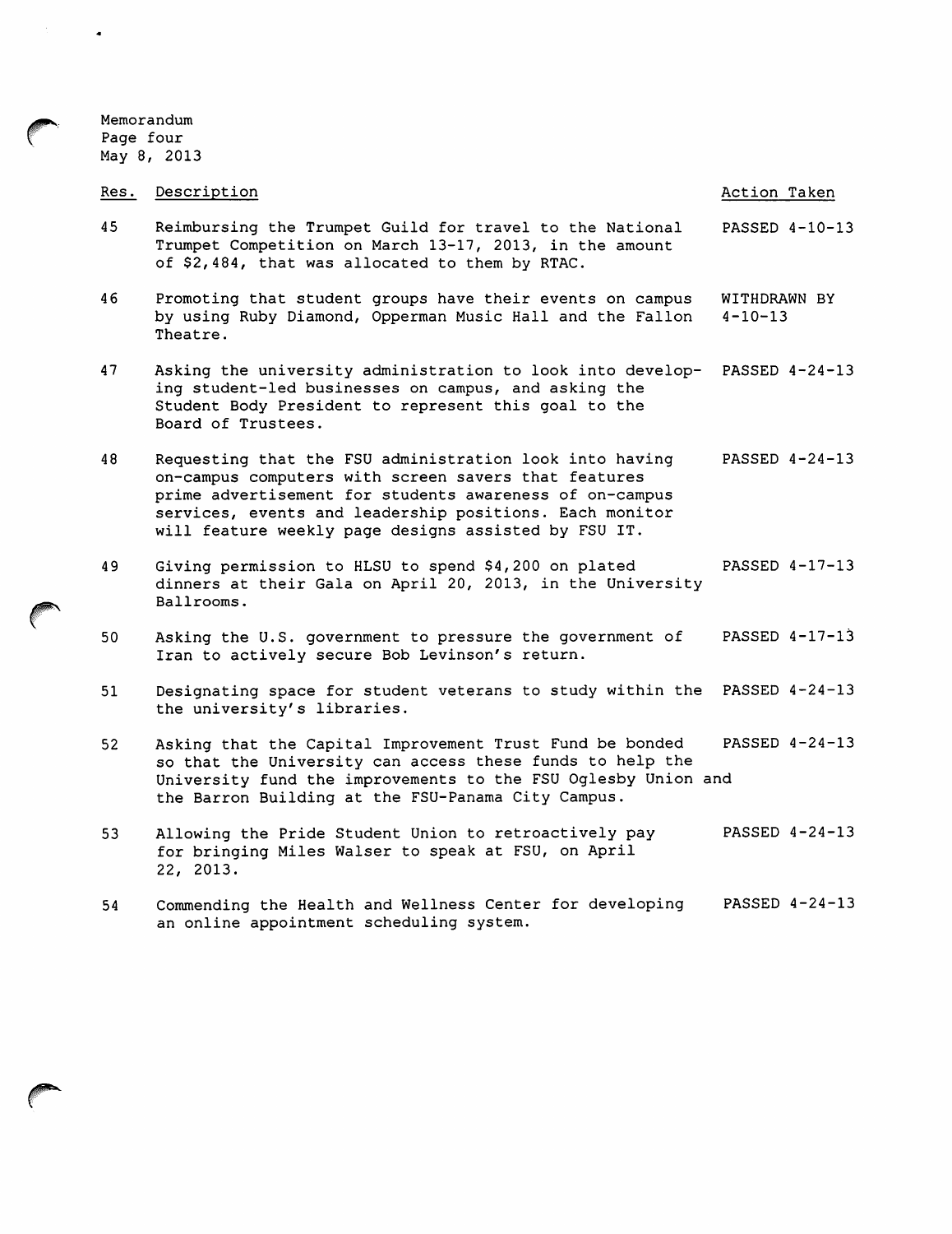Memorandum
Page four
May 8, 2013

| Res. | Description | Action Taken |
|---|---|---|
| 45 | Reimbursing the Trumpet Guild for travel to the National Trumpet Competition on March 13-17, 2013, in the amount of $2,484, that was allocated to them by RTAC. | PASSED 4-10-13 |
| 46 | Promoting that student groups have their events on campus by using Ruby Diamond, Opperman Music Hall and the Fallon Theatre. | WITHDRAWN BY 4-10-13 |
| 47 | Asking the university administration to look into developing student-led businesses on campus, and asking the Student Body President to represent this goal to the Board of Trustees. | PASSED 4-24-13 |
| 48 | Requesting that the FSU administration look into having on-campus computers with screen savers that features prime advertisement for students awareness of on-campus services, events and leadership positions. Each monitor will feature weekly page designs assisted by FSU IT. | PASSED 4-24-13 |
| 49 | Giving permission to HLSU to spend $4,200 on plated dinners at their Gala on April 20, 2013, in the University Ballrooms. | PASSED 4-17-13 |
| 50 | Asking the U.S. government to pressure the government of Iran to actively secure Bob Levinson's return. | PASSED 4-17-13 |
| 51 | Designating space for student veterans to study within the the university's libraries. | PASSED 4-24-13 |
| 52 | Asking that the Capital Improvement Trust Fund be bonded so that the University can access these funds to help the University fund the improvements to the FSU Oglesby Union and the Barron Building at the FSU-Panama City Campus. | PASSED 4-24-13 |
| 53 | Allowing the Pride Student Union to retroactively pay for bringing Miles Walser to speak at FSU, on April 22, 2013. | PASSED 4-24-13 |
| 54 | Commending the Health and Wellness Center for developing an online appointment scheduling system. | PASSED 4-24-13 |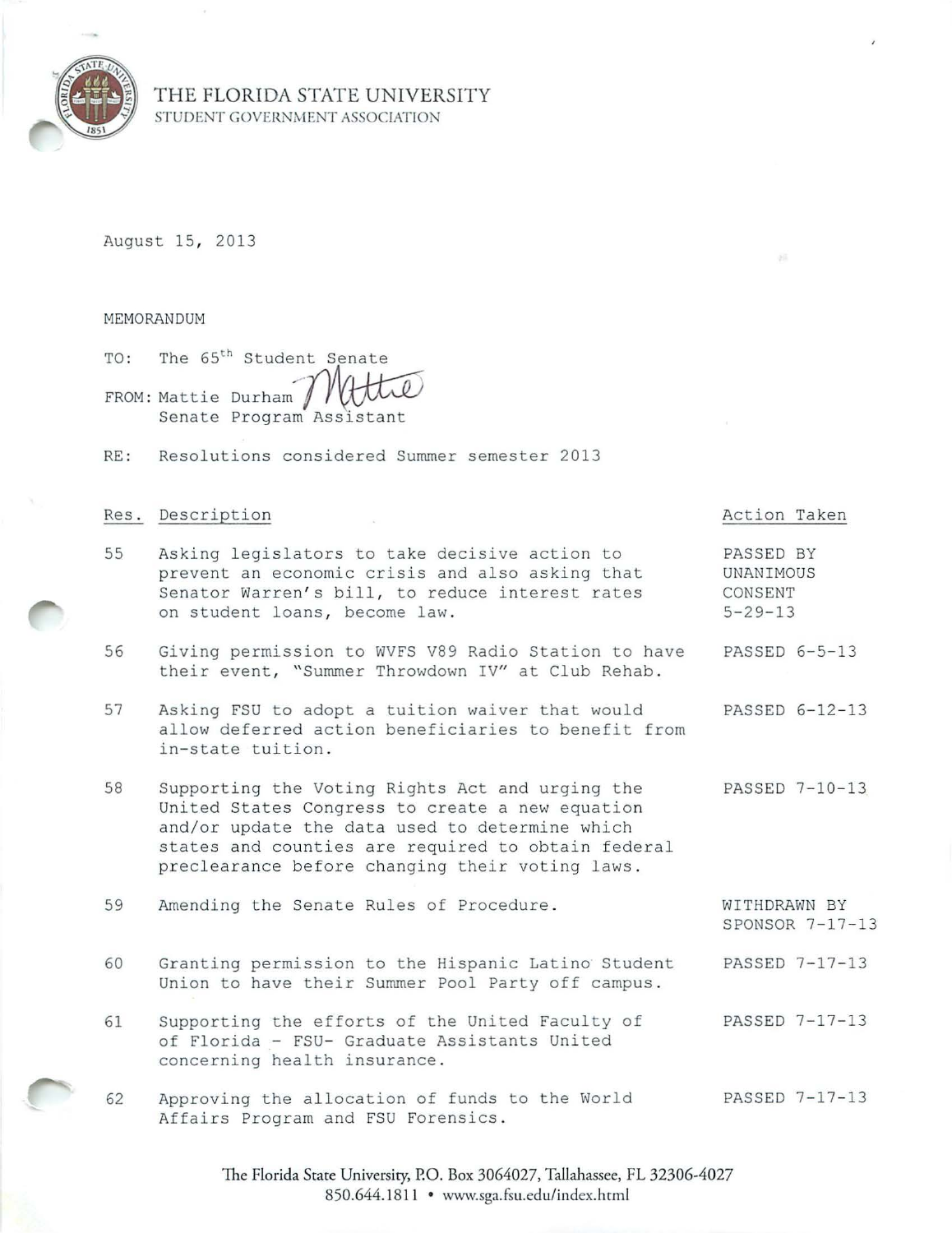# THE FLORIDA STATE UNIVERSITY
STUDENT GOVERNMENT ASSOCIATION

August 15, 2013

MEMORANDUM

TO: The 65th Student Senate

FROM: Mattie Durham
Senate Program Assistant

RE: Resolutions considered Summer semester 2013

| Res. | Description | Action Taken |
|---|---|---|
| 55 | Asking legislators to take decisive action to prevent an economic crisis and also asking that Senator Warren's bill, to reduce interest rates on student loans, become law. | PASSED BY UNANIMOUS CONSENT 5-29-13 |
| 56 | Giving permission to WVFS V89 Radio Station to have their event, "Summer Throwdown IV" at Club Rehab. | PASSED 6-5-13 |
| 57 | Asking FSU to adopt a tuition waiver that would allow deferred action beneficiaries to benefit from in-state tuition. | PASSED 6-12-13 |
| 58 | Supporting the Voting Rights Act and urging the United States Congress to create a new equation and/or update the data used to determine which states and counties are required to obtain federal preclearance before changing their voting laws. | PASSED 7-10-13 |
| 59 | Amending the Senate Rules of Procedure. | WITHDRAWN BY SPONSOR 7-17-13 |
| 60 | Granting permission to the Hispanic Latino Student Union to have their Summer Pool Party off campus. | PASSED 7-17-13 |
| 61 | Supporting the efforts of the United Faculty of of Florida - FSU- Graduate Assistants United concerning health insurance. | PASSED 7-17-13 |
| 62 | Approving the allocation of funds to the World Affairs Program and FSU Forensics. | PASSED 7-17-13 |

The Florida State University, P.O. Box 3064027, Tallahassee, FL 32306-4027
850.644.1811 • www.sga.fsu.edu/index.html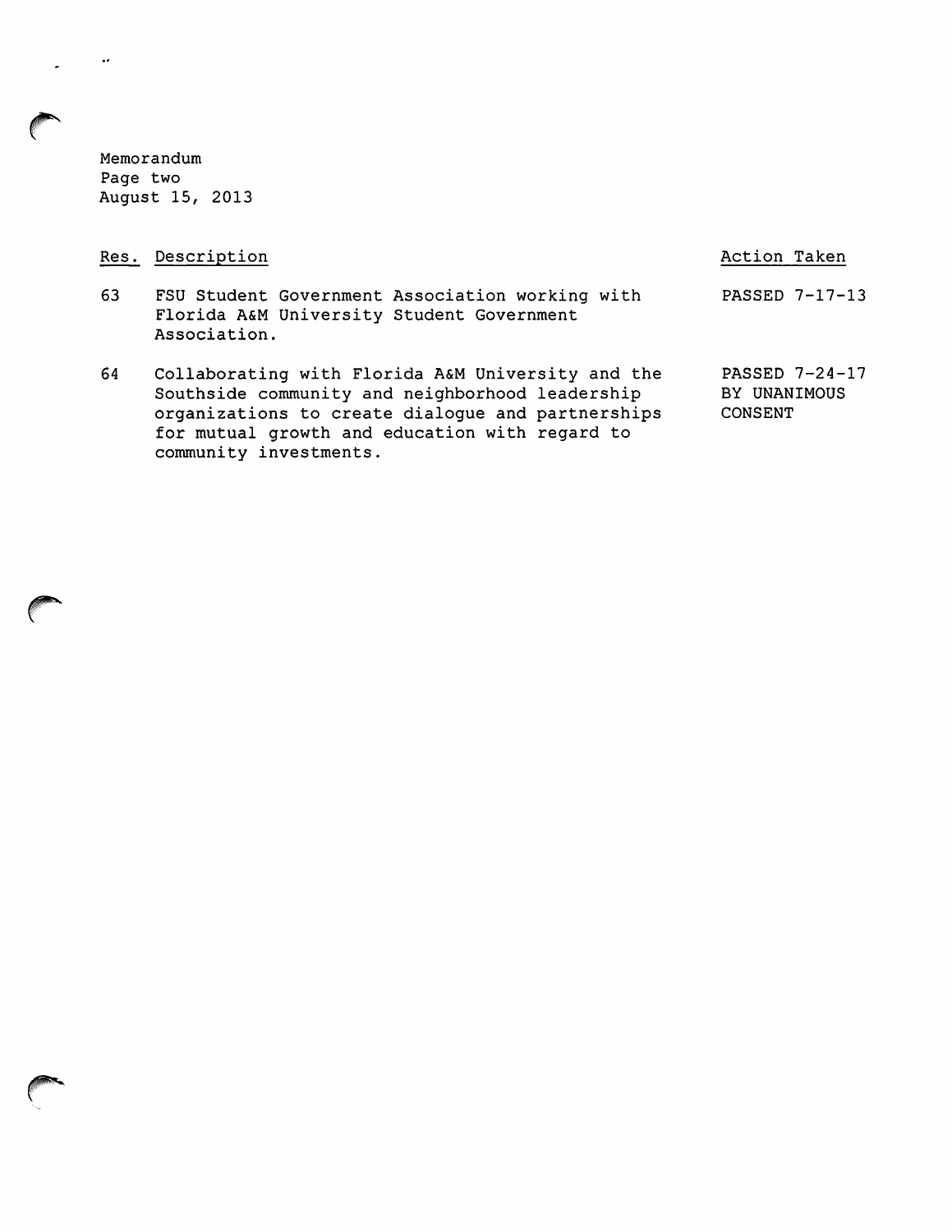Memorandum
Page two
August 15, 2013

| Res. | Description | Action Taken |
|---|---|---|
| 63 | FSU Student Government Association working with Florida A&M University Student Government Association. | PASSED 7-17-13 |
| 64 | Collaborating with Florida A&M University and the Southside community and neighborhood leadership organizations to create dialogue and partnerships for mutual growth and education with regard to community investments. | PASSED 7-24-17 BY UNANIMOUS CONSENT |